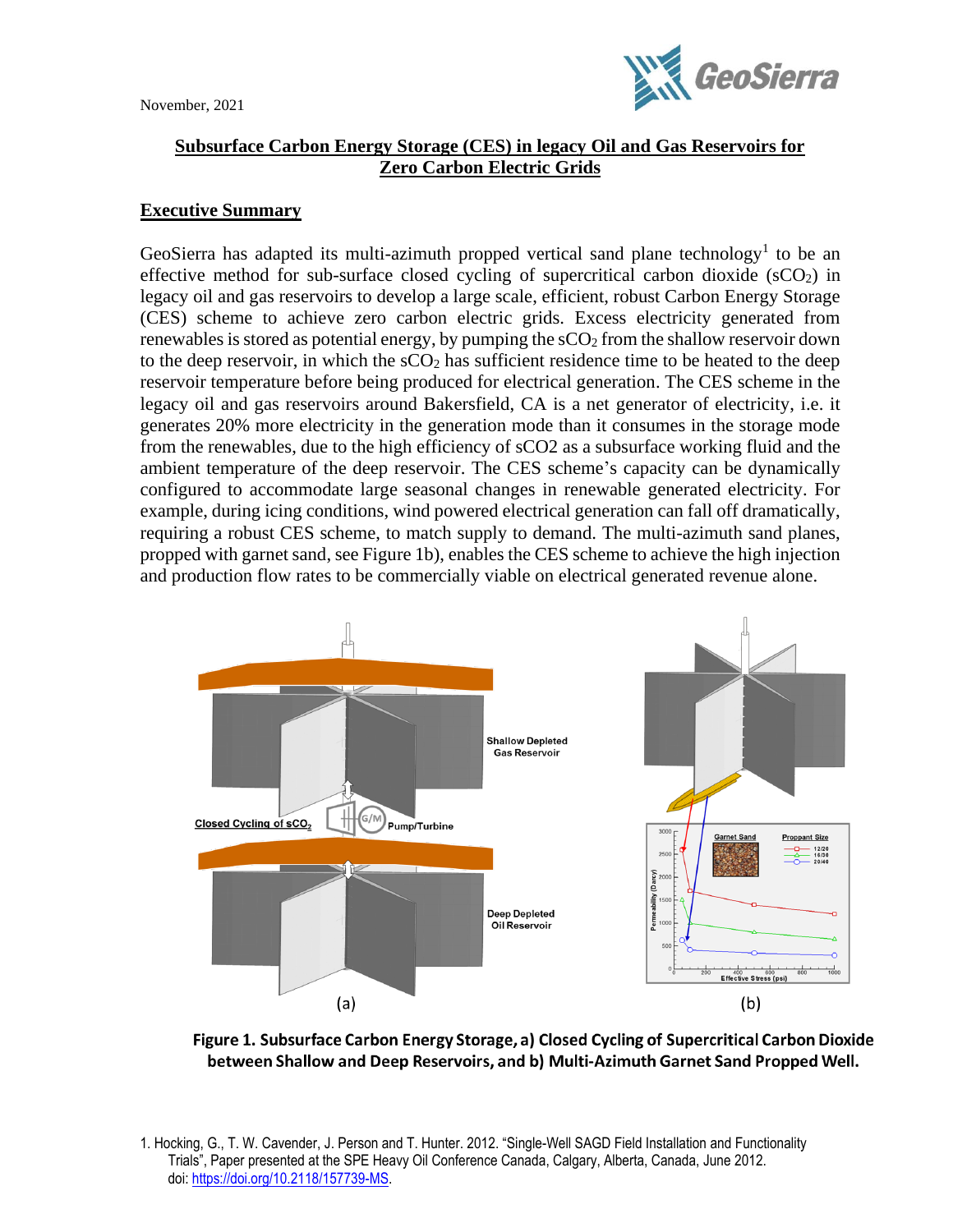November, 2021

# Subsurface Carbon Energy Storage (CES) in legacy Oil and Gas Reservoirs for Zero Carbon Electric Grids

## Executive Summary

GeoSierra has adapted its multi-azimuth propped vertical sand plane technology[1] to be an effective method for sub-surface closed cycling of supercritical carbon dioxide ($sCO_2$) in legacy oil and gas reservoirs to develop a large scale, efficient, robust Carbon Energy Storage (CES) scheme to achieve zero carbon electric grids. Excess electricity generated from renewables is stored as potential energy, by pumping the $sCO_2$ from the shallow reservoir down to the deep reservoir, in which the $sCO_2$ has sufficient residence time to be heated to the deep reservoir temperature before being produced for electrical generation. The CES scheme in the legacy oil and gas reservoirs around Bakersfield, CA is a net generator of electricity, i.e. it generates 20% more electricity in the generation mode than it consumes in the storage mode from the renewables, due to the high efficiency of sCO2 as a subsurface working fluid and the ambient temperature of the deep reservoir. The CES scheme's capacity can be dynamically configured to accommodate large seasonal changes in renewable generated electricity. For example, during icing conditions, wind powered electrical generation can fall off dramatically, requiring a robust CES scheme, to match supply to demand. The multi-azimuth sand planes, propped with garnet sand, see Figure 1b), enables the CES scheme to achieve the high injection and production flow rates to be commercially viable on electrical generated revenue alone.

**Figure 1. Subsurface Carbon Energy Storage, a) Closed Cycling of Supercritical Carbon Dioxide between Shallow and Deep Reservoirs, and b) Multi-Azimuth Garnet Sand Propped Well.**

1. Hocking, G., T. W. Cavender, J. Person and T. Hunter. 2012. "Single-Well SAGD Field Installation and Functionality Trials", Paper presented at the SPE Heavy Oil Conference Canada, Calgary, Alberta, Canada, June 2012. doi: https://doi.org/10.2118/157739-MS.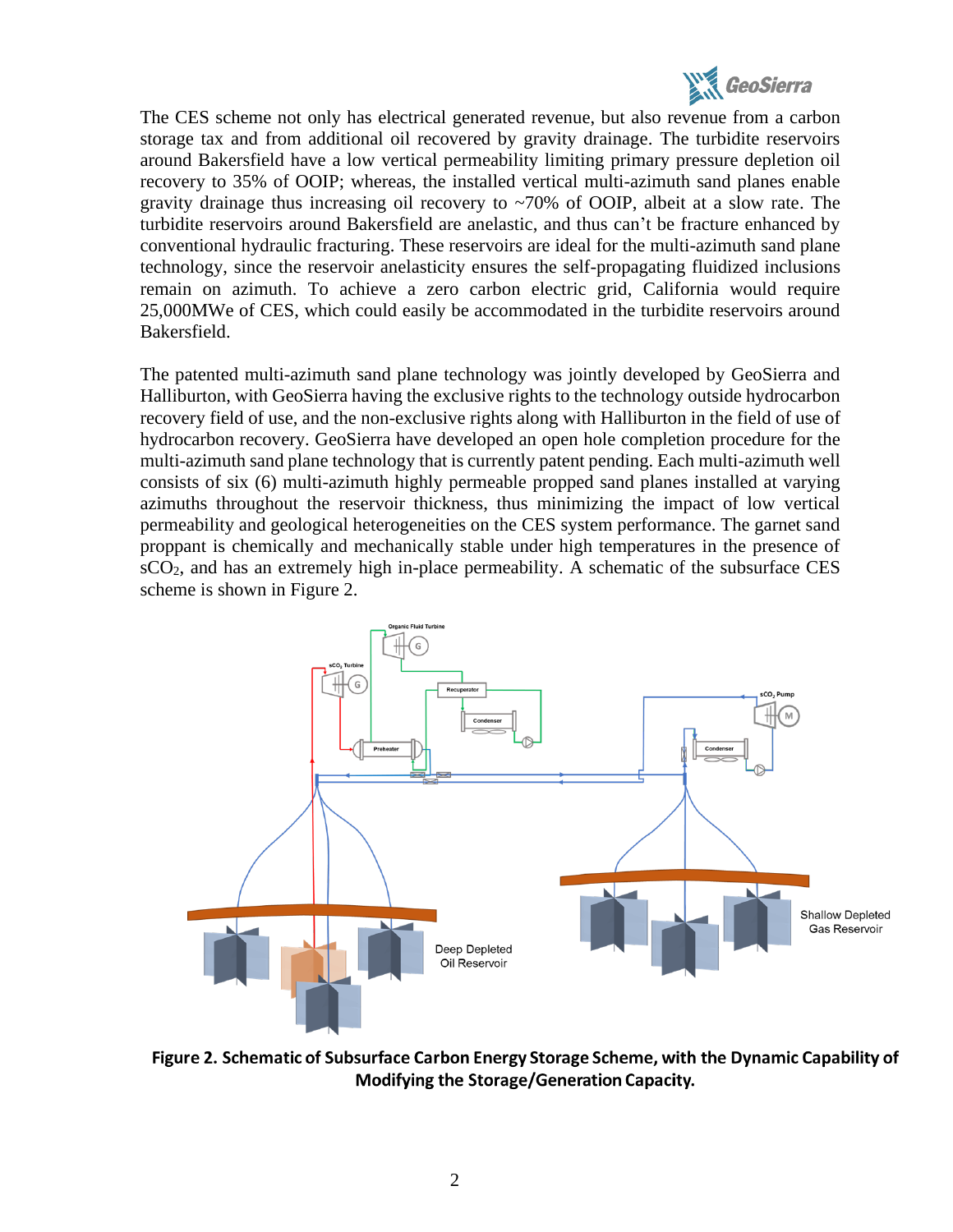The CES scheme not only has electrical generated revenue, but also revenue from a carbon storage tax and from additional oil recovered by gravity drainage. The turbidite reservoirs around Bakersfield have a low vertical permeability limiting primary pressure depletion oil recovery to 35% of OOIP; whereas, the installed vertical multi-azimuth sand planes enable gravity drainage thus increasing oil recovery to ~70% of OOIP, albeit at a slow rate. The turbidite reservoirs around Bakersfield are anelastic, and thus can't be fracture enhanced by conventional hydraulic fracturing. These reservoirs are ideal for the multi-azimuth sand plane technology, since the reservoir anelasticity ensures the self-propagating fluidized inclusions remain on azimuth. To achieve a zero carbon electric grid, California would require 25,000MWe of CES, which could easily be accommodated in the turbidite reservoirs around Bakersfield.

The patented multi-azimuth sand plane technology was jointly developed by GeoSierra and Halliburton, with GeoSierra having the exclusive rights to the technology outside hydrocarbon recovery field of use, and the non-exclusive rights along with Halliburton in the field of use of hydrocarbon recovery. GeoSierra have developed an open hole completion procedure for the multi-azimuth sand plane technology that is currently patent pending. Each multi-azimuth well consists of six (6) multi-azimuth highly permeable propped sand planes installed at varying azimuths throughout the reservoir thickness, thus minimizing the impact of low vertical permeability and geological heterogeneities on the CES system performance. The garnet sand proppant is chemically and mechanically stable under high temperatures in the presence of $sCO_2$, and has an extremely high in-place permeability. A schematic of the subsurface CES scheme is shown in Figure 2.

Organic Fluid Turbine

$sCO_2$ Turbine

Recuperator

Condenser

Preheater

$sCO_2$ Pump

Condenser

Deep Depleted Oil Reservoir

Shallow Depleted Gas Reservoir

**Figure 2. Schematic of Subsurface Carbon Energy Storage Scheme, with the Dynamic Capability of Modifying the Storage/Generation Capacity.**